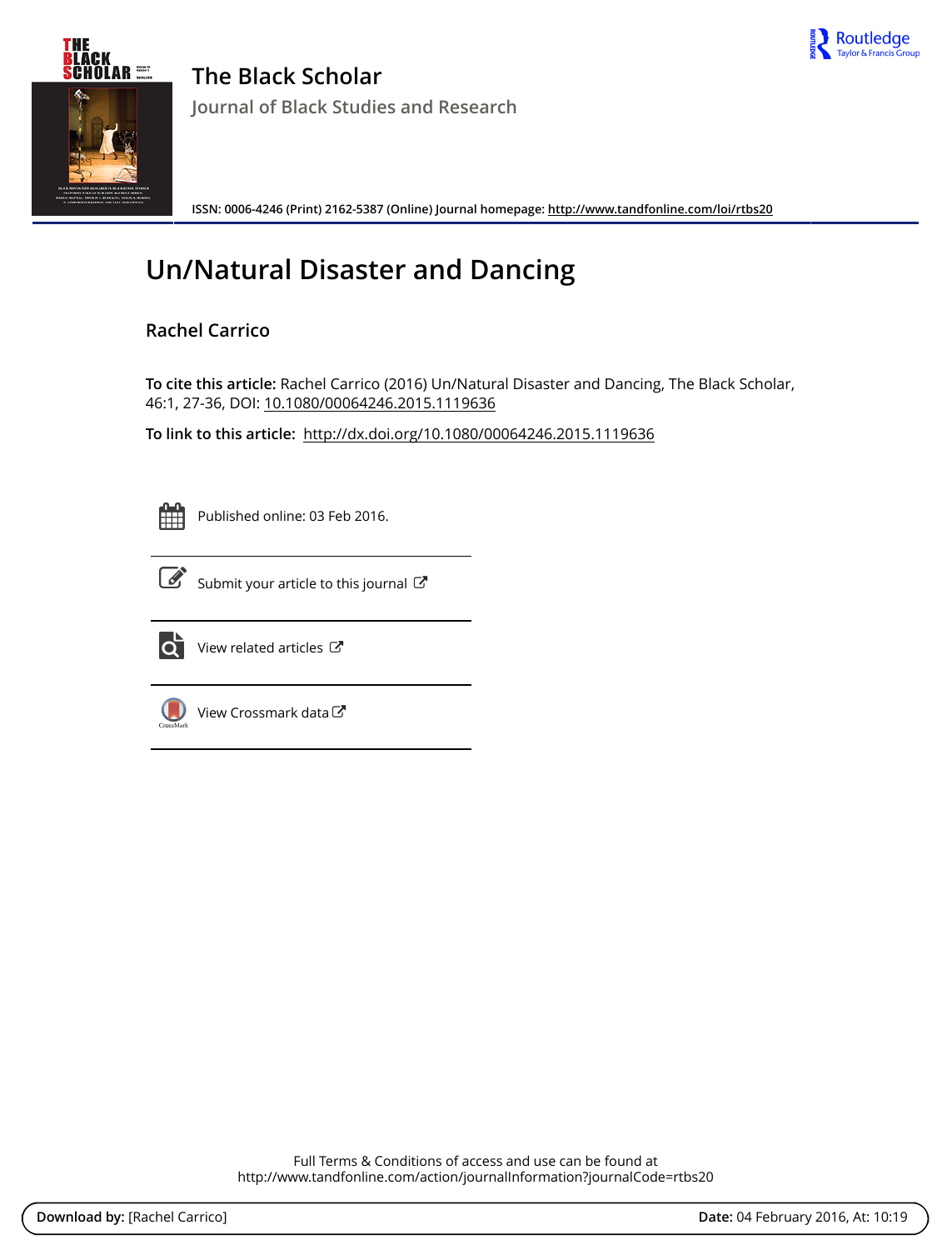# The Black Scholar

Journal of Black Studies and Research

ISSN: 0006-4246 (Print) 2162-5387 (Online) Journal homepage: http://www.tandfonline.com/loi/rtbs20

# Un/Natural Disaster and Dancing

## Rachel Carrico

**To cite this article:** Rachel Carrico (2016) Un/Natural Disaster and Dancing, The Black Scholar, 46:1, 27-36, DOI: 10.1080/00064246.2015.1119636

**To link to this article:** http://dx.doi.org/10.1080/00064246.2015.1119636

Published online: 03 Feb 2016.

Submit your article to this journal

View related articles

View Crossmark data

Full Terms & Conditions of access and use can be found at
http://www.tandfonline.com/action/journalInformation?journalCode=rtbs20

**Download by:** [Rachel Carrico] **Date:** 04 February 2016, At: 10:19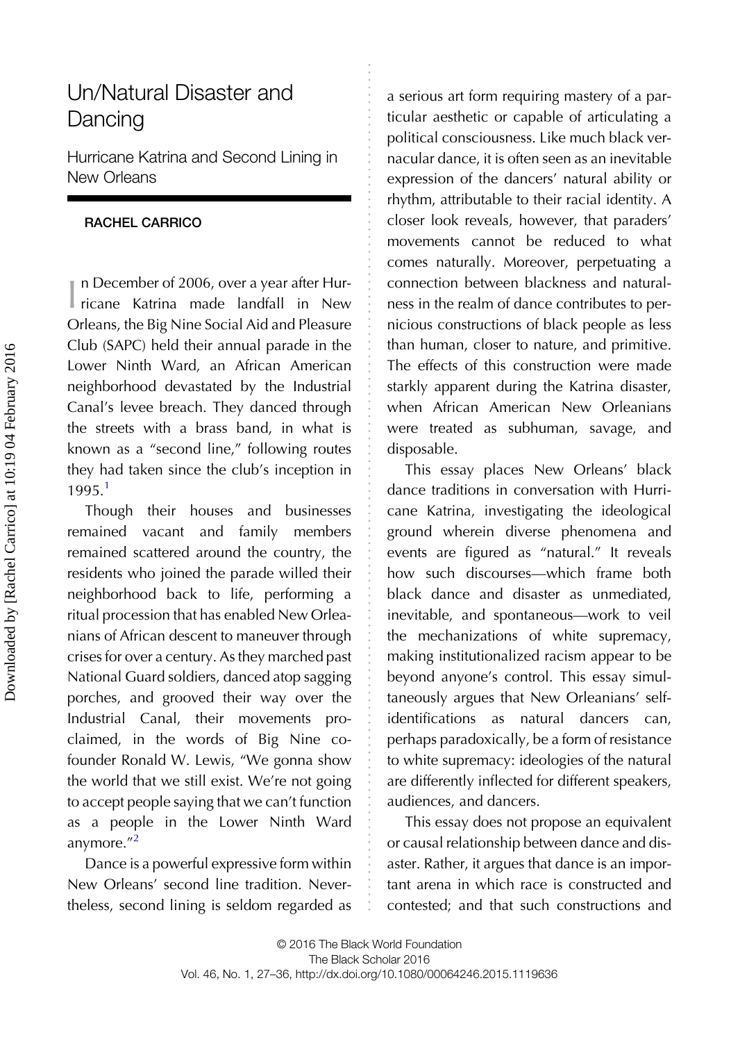# Un/Natural Disaster and Dancing

## Hurricane Katrina and Second Lining in New Orleans

**RACHEL CARRICO**

In December of 2006, over a year after Hurricane Katrina made landfall in New Orleans, the Big Nine Social Aid and Pleasure Club (SAPC) held their annual parade in the Lower Ninth Ward, an African American neighborhood devastated by the Industrial Canal's levee breach. They danced through the streets with a brass band, in what is known as a "second line," following routes they had taken since the club's inception in 1995.[1]

Though their houses and businesses remained vacant and family members remained scattered around the country, the residents who joined the parade willed their neighborhood back to life, performing a ritual procession that has enabled New Orleanians of African descent to maneuver through crises for over a century. As they marched past National Guard soldiers, danced atop sagging porches, and grooved their way over the Industrial Canal, their movements proclaimed, in the words of Big Nine co-founder Ronald W. Lewis, "We gonna show the world that we still exist. We're not going to accept people saying that we can't function as a people in the Lower Ninth Ward anymore."[2]

Dance is a powerful expressive form within New Orleans' second line tradition. Nevertheless, second lining is seldom regarded as a serious art form requiring mastery of a particular aesthetic or capable of articulating a political consciousness. Like much black vernacular dance, it is often seen as an inevitable expression of the dancers' natural ability or rhythm, attributable to their racial identity. A closer look reveals, however, that paraders' movements cannot be reduced to what comes naturally. Moreover, perpetuating a connection between blackness and naturalness in the realm of dance contributes to pernicious constructions of black people as less than human, closer to nature, and primitive. The effects of this construction were made starkly apparent during the Katrina disaster, when African American New Orleanians were treated as subhuman, savage, and disposable.

This essay places New Orleans' black dance traditions in conversation with Hurricane Katrina, investigating the ideological ground wherein diverse phenomena and events are figured as "natural." It reveals how such discourses—which frame both black dance and disaster as unmediated, inevitable, and spontaneous—work to veil the mechanizations of white supremacy, making institutionalized racism appear to be beyond anyone's control. This essay simultaneously argues that New Orleanians' self-identifications as natural dancers can, perhaps paradoxically, be a form of resistance to white supremacy: ideologies of the natural are differently inflected for different speakers, audiences, and dancers.

This essay does not propose an equivalent or causal relationship between dance and disaster. Rather, it argues that dance is an important arena in which race is constructed and contested; and that such constructions and

© 2016 The Black World Foundation
The Black Scholar 2016
Vol. 46, No. 1, 27–36, http://dx.doi.org/10.1080/00064246.2015.1119636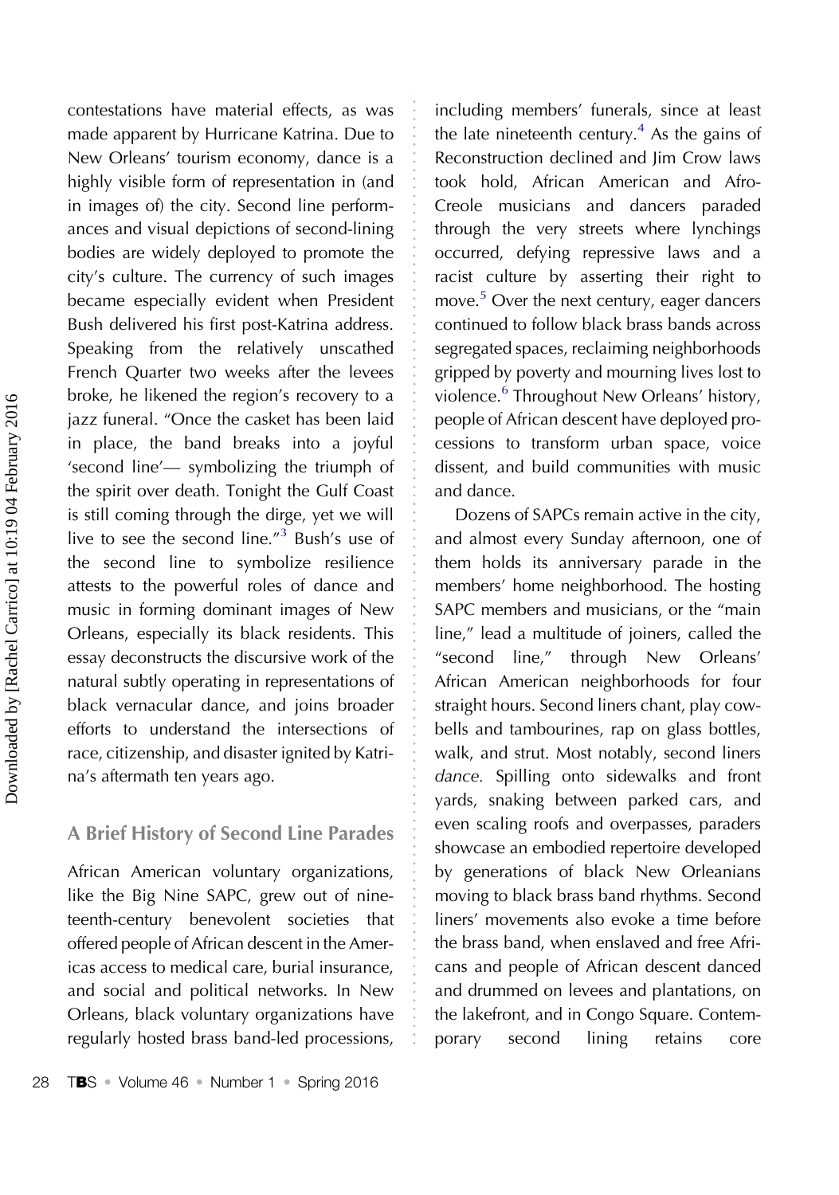contestations have material effects, as was made apparent by Hurricane Katrina. Due to New Orleans' tourism economy, dance is a highly visible form of representation in (and in images of) the city. Second line performances and visual depictions of second-lining bodies are widely deployed to promote the city's culture. The currency of such images became especially evident when President Bush delivered his first post-Katrina address. Speaking from the relatively unscathed French Quarter two weeks after the levees broke, he likened the region's recovery to a jazz funeral. "Once the casket has been laid in place, the band breaks into a joyful 'second line'— symbolizing the triumph of the spirit over death. Tonight the Gulf Coast is still coming through the dirge, yet we will live to see the second line."[3] Bush's use of the second line to symbolize resilience attests to the powerful roles of dance and music in forming dominant images of New Orleans, especially its black residents. This essay deconstructs the discursive work of the natural subtly operating in representations of black vernacular dance, and joins broader efforts to understand the intersections of race, citizenship, and disaster ignited by Katrina's aftermath ten years ago.

## A Brief History of Second Line Parades

African American voluntary organizations, like the Big Nine SAPC, grew out of nineteenth-century benevolent societies that offered people of African descent in the Americas access to medical care, burial insurance, and social and political networks. In New Orleans, black voluntary organizations have regularly hosted brass band-led processions, including members' funerals, since at least the late nineteenth century.[4] As the gains of Reconstruction declined and Jim Crow laws took hold, African American and Afro-Creole musicians and dancers paraded through the very streets where lynchings occurred, defying repressive laws and a racist culture by asserting their right to move.[5] Over the next century, eager dancers continued to follow black brass bands across segregated spaces, reclaiming neighborhoods gripped by poverty and mourning lives lost to violence.[6] Throughout New Orleans' history, people of African descent have deployed processions to transform urban space, voice dissent, and build communities with music and dance.

Dozens of SAPCs remain active in the city, and almost every Sunday afternoon, one of them holds its anniversary parade in the members' home neighborhood. The hosting SAPC members and musicians, or the "main line," lead a multitude of joiners, called the "second line," through New Orleans' African American neighborhoods for four straight hours. Second liners chant, play cowbells and tambourines, rap on glass bottles, walk, and strut. Most notably, second liners *dance*. Spilling onto sidewalks and front yards, snaking between parked cars, and even scaling roofs and overpasses, paraders showcase an embodied repertoire developed by generations of black New Orleanians moving to black brass band rhythms. Second liners' movements also evoke a time before the brass band, when enslaved and free Africans and people of African descent danced and drummed on levees and plantations, on the lakefront, and in Congo Square. Contemporary second lining retains core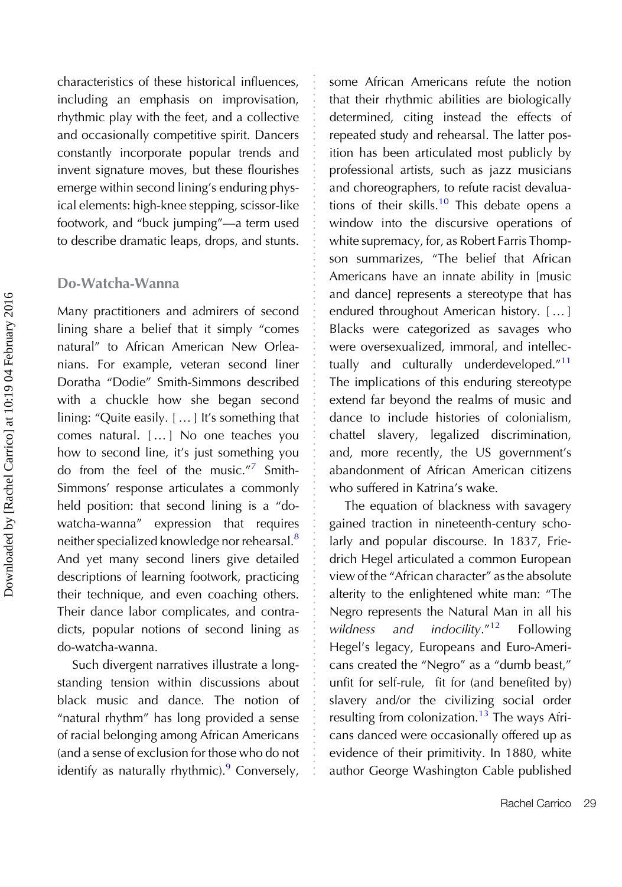characteristics of these historical influences, including an emphasis on improvisation, rhythmic play with the feet, and a collective and occasionally competitive spirit. Dancers constantly incorporate popular trends and invent signature moves, but these flourishes emerge within second lining's enduring physical elements: high-knee stepping, scissor-like footwork, and "buck jumping"—a term used to describe dramatic leaps, drops, and stunts.

## Do-Watcha-Wanna

Many practitioners and admirers of second lining share a belief that it simply "comes natural" to African American New Orleanians. For example, veteran second liner Doratha "Dodie" Smith-Simmons described with a chuckle how she began second lining: "Quite easily. [ … ] It's something that comes natural. [ … ] No one teaches you how to second line, it's just something you do from the feel of the music."[7] Smith-Simmons' response articulates a commonly held position: that second lining is a "do-watcha-wanna" expression that requires neither specialized knowledge nor rehearsal.[8] And yet many second liners give detailed descriptions of learning footwork, practicing their technique, and even coaching others. Their dance labor complicates, and contradicts, popular notions of second lining as do-watcha-wanna.

Such divergent narratives illustrate a longstanding tension within discussions about black music and dance. The notion of "natural rhythm" has long provided a sense of racial belonging among African Americans (and a sense of exclusion for those who do not identify as naturally rhythmic).[9] Conversely, some African Americans refute the notion that their rhythmic abilities are biologically determined, citing instead the effects of repeated study and rehearsal. The latter position has been articulated most publicly by professional artists, such as jazz musicians and choreographers, to refute racist devaluations of their skills.[10] This debate opens a window into the discursive operations of white supremacy, for, as Robert Farris Thompson summarizes, "The belief that African Americans have an innate ability in [music and dance] represents a stereotype that has endured throughout American history. [ … ] Blacks were categorized as savages who were oversexualized, immoral, and intellectually and culturally underdeveloped."[11] The implications of this enduring stereotype extend far beyond the realms of music and dance to include histories of colonialism, chattel slavery, legalized discrimination, and, more recently, the US government's abandonment of African American citizens who suffered in Katrina's wake.

The equation of blackness with savagery gained traction in nineteenth-century scholarly and popular discourse. In 1837, Friedrich Hegel articulated a common European view of the "African character" as the absolute alterity to the enlightened white man: "The Negro represents the Natural Man in all his *wildness and indocility*."[12] Following Hegel's legacy, Europeans and Euro-Americans created the "Negro" as a "dumb beast," unfit for self-rule, fit for (and benefited by) slavery and/or the civilizing social order resulting from colonization.[13] The ways Africans danced were occasionally offered up as evidence of their primitivity. In 1880, white author George Washington Cable published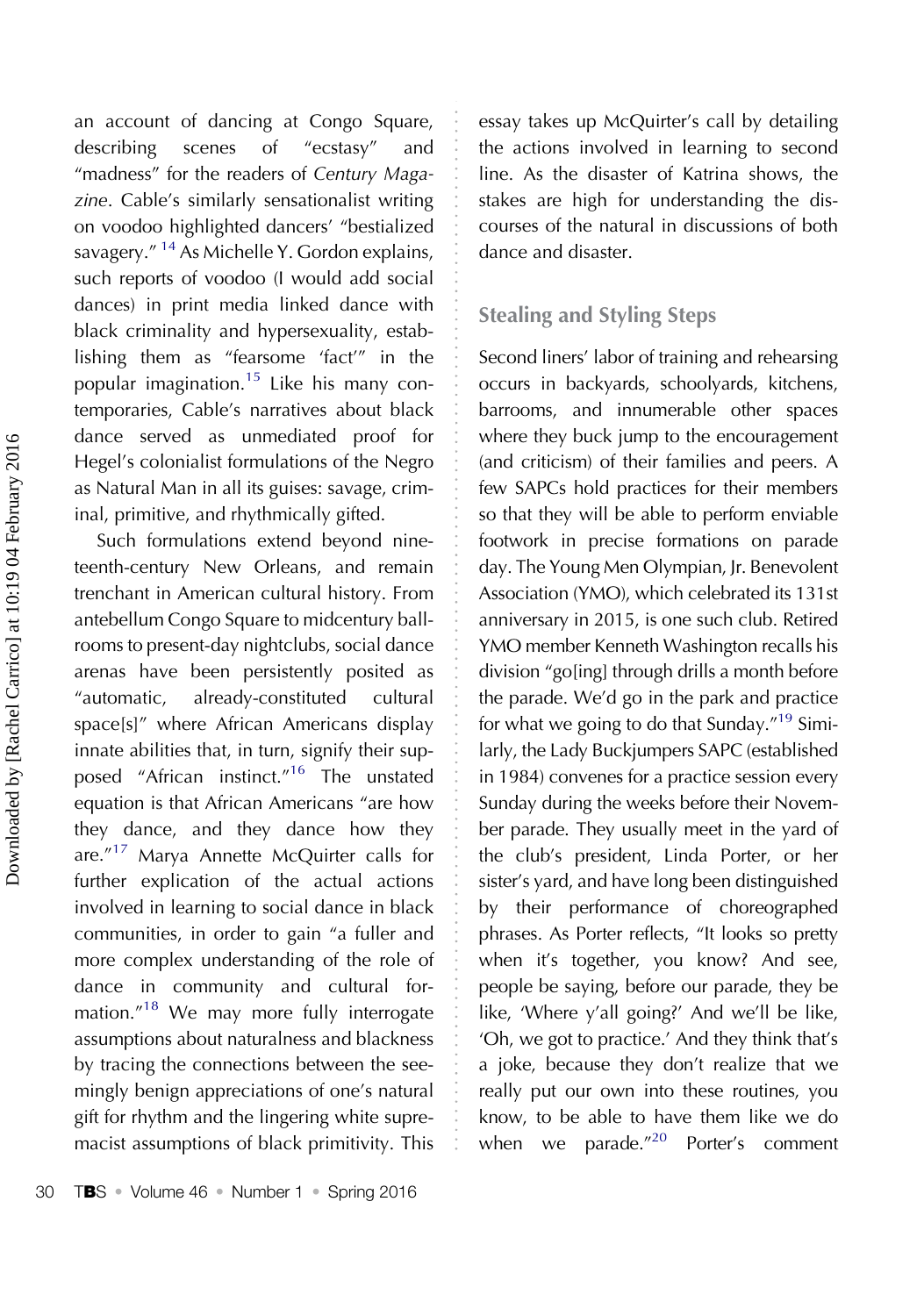an account of dancing at Congo Square, describing scenes of "ecstasy" and "madness" for the readers of *Century Magazine*. Cable's similarly sensationalist writing on voodoo highlighted dancers' "bestialized savagery." [14] As Michelle Y. Gordon explains, such reports of voodoo (I would add social dances) in print media linked dance with black criminality and hypersexuality, establishing them as "fearsome 'fact'" in the popular imagination.[15] Like his many contemporaries, Cable's narratives about black dance served as unmediated proof for Hegel's colonialist formulations of the Negro as Natural Man in all its guises: savage, criminal, primitive, and rhythmically gifted.

Such formulations extend beyond nineteenth-century New Orleans, and remain trenchant in American cultural history. From antebellum Congo Square to midcentury ballrooms to present-day nightclubs, social dance arenas have been persistently posited as "automatic, already-constituted cultural space[s]" where African Americans display innate abilities that, in turn, signify their supposed "African instinct."[16] The unstated equation is that African Americans "are how they dance, and they dance how they are."[17] Marya Annette McQuirter calls for further explication of the actual actions involved in learning to social dance in black communities, in order to gain "a fuller and more complex understanding of the role of dance in community and cultural formation."[18] We may more fully interrogate assumptions about naturalness and blackness by tracing the connections between the seemingly benign appreciations of one's natural gift for rhythm and the lingering white supremacist assumptions of black primitivity. This essay takes up McQuirter's call by detailing the actions involved in learning to second line. As the disaster of Katrina shows, the stakes are high for understanding the discourses of the natural in discussions of both dance and disaster.

## Stealing and Styling Steps

Second liners' labor of training and rehearsing occurs in backyards, schoolyards, kitchens, barrooms, and innumerable other spaces where they buck jump to the encouragement (and criticism) of their families and peers. A few SAPCs hold practices for their members so that they will be able to perform enviable footwork in precise formations on parade day. The Young Men Olympian, Jr. Benevolent Association (YMO), which celebrated its 131st anniversary in 2015, is one such club. Retired YMO member Kenneth Washington recalls his division "go[ing] through drills a month before the parade. We'd go in the park and practice for what we going to do that Sunday."[19] Similarly, the Lady Buckjumpers SAPC (established in 1984) convenes for a practice session every Sunday during the weeks before their November parade. They usually meet in the yard of the club's president, Linda Porter, or her sister's yard, and have long been distinguished by their performance of choreographed phrases. As Porter reflects, "It looks so pretty when it's together, you know? And see, people be saying, before our parade, they be like, 'Where y'all going?' And we'll be like, 'Oh, we got to practice.' And they think that's a joke, because they don't realize that we really put our own into these routines, you know, to be able to have them like we do when we parade."[20] Porter's comment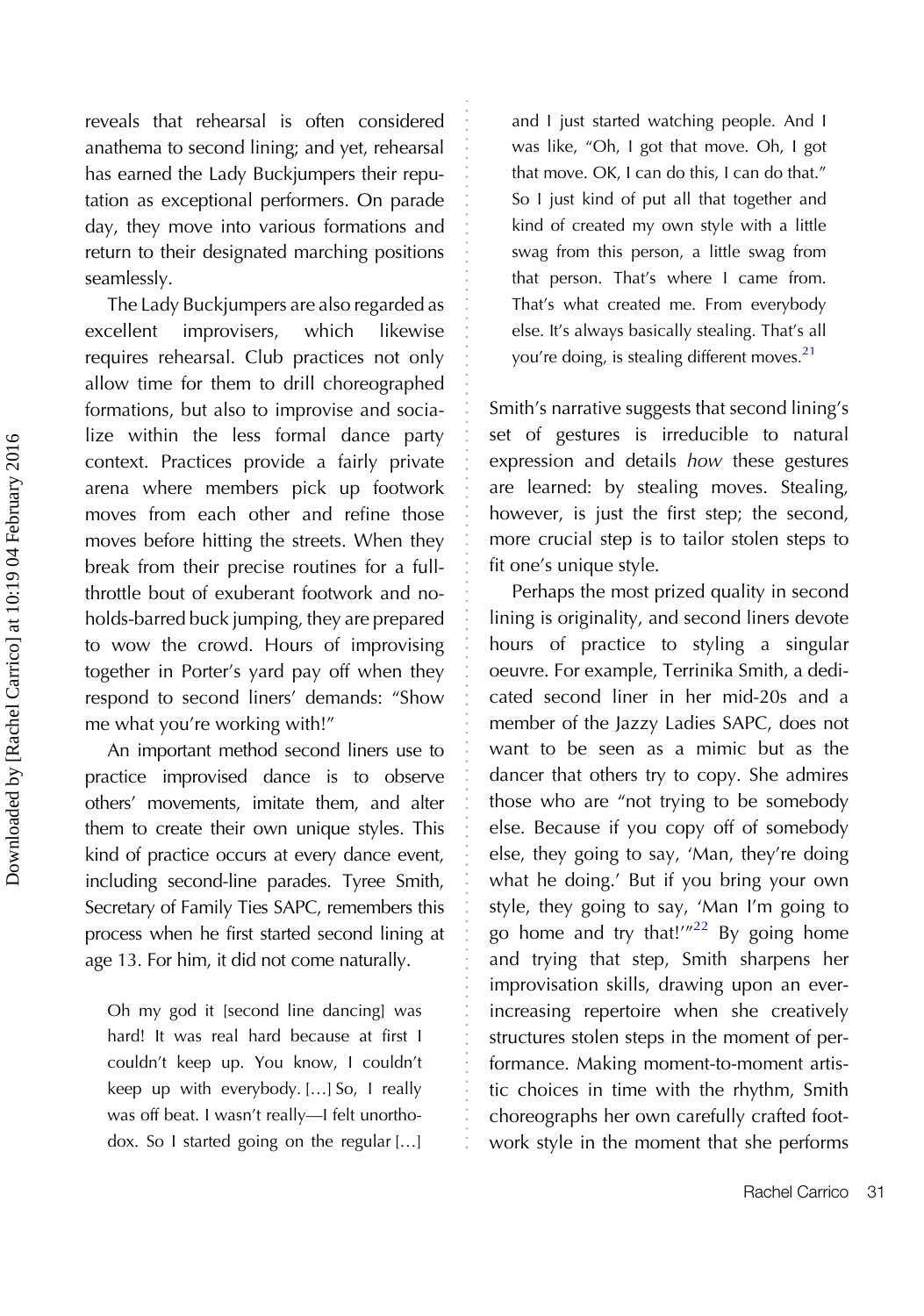reveals that rehearsal is often considered anathema to second lining; and yet, rehearsal has earned the Lady Buckjumpers their reputation as exceptional performers. On parade day, they move into various formations and return to their designated marching positions seamlessly.

The Lady Buckjumpers are also regarded as excellent improvisers, which likewise requires rehearsal. Club practices not only allow time for them to drill choreographed formations, but also to improvise and socialize within the less formal dance party context. Practices provide a fairly private arena where members pick up footwork moves from each other and refine those moves before hitting the streets. When they break from their precise routines for a full-throttle bout of exuberant footwork and no-holds-barred buck jumping, they are prepared to wow the crowd. Hours of improvising together in Porter's yard pay off when they respond to second liners' demands: "Show me what you're working with!"

An important method second liners use to practice improvised dance is to observe others' movements, imitate them, and alter them to create their own unique styles. This kind of practice occurs at every dance event, including second-line parades. Tyree Smith, Secretary of Family Ties SAPC, remembers this process when he first started second lining at age 13. For him, it did not come naturally.

> Oh my god it [second line dancing] was hard! It was real hard because at first I couldn't keep up. You know, I couldn't keep up with everybody. […] So, I really was off beat. I wasn't really—I felt unorthodox. So I started going on the regular […] and I just started watching people. And I was like, "Oh, I got that move. Oh, I got that move. OK, I can do this, I can do that." So I just kind of put all that together and kind of created my own style with a little swag from this person, a little swag from that person. That's where I came from. That's what created me. From everybody else. It's always basically stealing. That's all you're doing, is stealing different moves.[21]

Smith's narrative suggests that second lining's set of gestures is irreducible to natural expression and details *how* these gestures are learned: by stealing moves. Stealing, however, is just the first step; the second, more crucial step is to tailor stolen steps to fit one's unique style.

Perhaps the most prized quality in second lining is originality, and second liners devote hours of practice to styling a singular oeuvre. For example, Terrinika Smith, a dedicated second liner in her mid-20s and a member of the Jazzy Ladies SAPC, does not want to be seen as a mimic but as the dancer that others try to copy. She admires those who are "not trying to be somebody else. Because if you copy off of somebody else, they going to say, 'Man, they're doing what he doing.' But if you bring your own style, they going to say, 'Man I'm going to go home and try that!'"[22] By going home and trying that step, Smith sharpens her improvisation skills, drawing upon an ever-increasing repertoire when she creatively structures stolen steps in the moment of performance. Making moment-to-moment artistic choices in time with the rhythm, Smith choreographs her own carefully crafted footwork style in the moment that she performs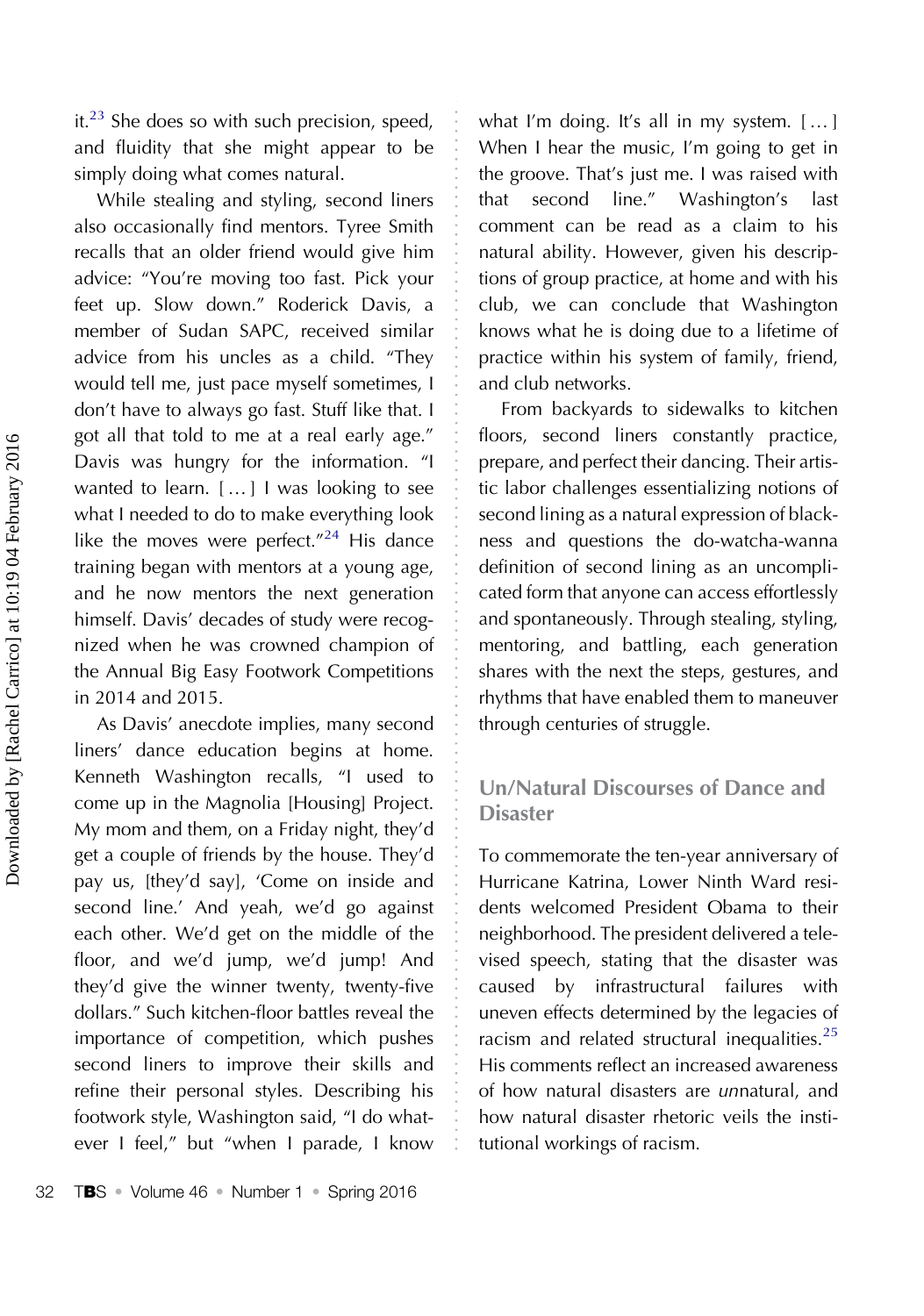it.[23] She does so with such precision, speed, and fluidity that she might appear to be simply doing what comes natural.

While stealing and styling, second liners also occasionally find mentors. Tyree Smith recalls that an older friend would give him advice: "You're moving too fast. Pick your feet up. Slow down." Roderick Davis, a member of Sudan SAPC, received similar advice from his uncles as a child. "They would tell me, just pace myself sometimes, I don't have to always go fast. Stuff like that. I got all that told to me at a real early age." Davis was hungry for the information. "I wanted to learn. [...] I was looking to see what I needed to do to make everything look like the moves were perfect."[24] His dance training began with mentors at a young age, and he now mentors the next generation himself. Davis' decades of study were recognized when he was crowned champion of the Annual Big Easy Footwork Competitions in 2014 and 2015.

As Davis' anecdote implies, many second liners' dance education begins at home. Kenneth Washington recalls, "I used to come up in the Magnolia [Housing] Project. My mom and them, on a Friday night, they'd get a couple of friends by the house. They'd pay us, [they'd say], 'Come on inside and second line.' And yeah, we'd go against each other. We'd get on the middle of the floor, and we'd jump, we'd jump! And they'd give the winner twenty, twenty-five dollars." Such kitchen-floor battles reveal the importance of competition, which pushes second liners to improve their skills and refine their personal styles. Describing his footwork style, Washington said, "I do whatever I feel," but "when I parade, I know what I'm doing. It's all in my system. [...] When I hear the music, I'm going to get in the groove. That's just me. I was raised with that second line." Washington's last comment can be read as a claim to his natural ability. However, given his descriptions of group practice, at home and with his club, we can conclude that Washington knows what he is doing due to a lifetime of practice within his system of family, friend, and club networks.

From backyards to sidewalks to kitchen floors, second liners constantly practice, prepare, and perfect their dancing. Their artistic labor challenges essentializing notions of second lining as a natural expression of blackness and questions the do-watcha-wanna definition of second lining as an uncomplicated form that anyone can access effortlessly and spontaneously. Through stealing, styling, mentoring, and battling, each generation shares with the next the steps, gestures, and rhythms that have enabled them to maneuver through centuries of struggle.

## Un/Natural Discourses of Dance and Disaster

To commemorate the ten-year anniversary of Hurricane Katrina, Lower Ninth Ward residents welcomed President Obama to their neighborhood. The president delivered a televised speech, stating that the disaster was caused by infrastructural failures with uneven effects determined by the legacies of racism and related structural inequalities.[25] His comments reflect an increased awareness of how natural disasters are *un*natural, and how natural disaster rhetoric veils the institutional workings of racism.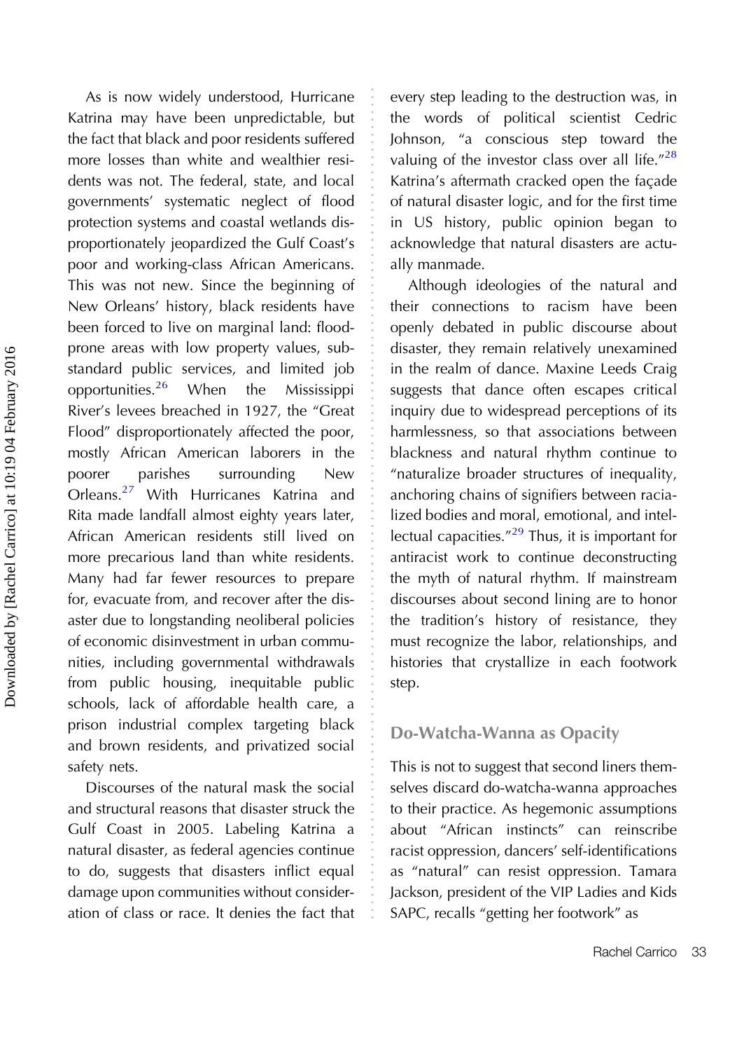As is now widely understood, Hurricane Katrina may have been unpredictable, but the fact that black and poor residents suffered more losses than white and wealthier residents was not. The federal, state, and local governments' systematic neglect of flood protection systems and coastal wetlands disproportionately jeopardized the Gulf Coast's poor and working-class African Americans. This was not new. Since the beginning of New Orleans' history, black residents have been forced to live on marginal land: flood-prone areas with low property values, substandard public services, and limited job opportunities.[26] When the Mississippi River's levees breached in 1927, the "Great Flood" disproportionately affected the poor, mostly African American laborers in the poorer parishes surrounding New Orleans.[27] With Hurricanes Katrina and Rita made landfall almost eighty years later, African American residents still lived on more precarious land than white residents. Many had far fewer resources to prepare for, evacuate from, and recover after the disaster due to longstanding neoliberal policies of economic disinvestment in urban communities, including governmental withdrawals from public housing, inequitable public schools, lack of affordable health care, a prison industrial complex targeting black and brown residents, and privatized social safety nets.

Discourses of the natural mask the social and structural reasons that disaster struck the Gulf Coast in 2005. Labeling Katrina a natural disaster, as federal agencies continue to do, suggests that disasters inflict equal damage upon communities without consideration of class or race. It denies the fact that every step leading to the destruction was, in the words of political scientist Cedric Johnson, "a conscious step toward the valuing of the investor class over all life."[28] Katrina's aftermath cracked open the façade of natural disaster logic, and for the first time in US history, public opinion began to acknowledge that natural disasters are actually manmade.

Although ideologies of the natural and their connections to racism have been openly debated in public discourse about disaster, they remain relatively unexamined in the realm of dance. Maxine Leeds Craig suggests that dance often escapes critical inquiry due to widespread perceptions of its harmlessness, so that associations between blackness and natural rhythm continue to "naturalize broader structures of inequality, anchoring chains of signifiers between racialized bodies and moral, emotional, and intellectual capacities."[29] Thus, it is important for antiracist work to continue deconstructing the myth of natural rhythm. If mainstream discourses about second lining are to honor the tradition's history of resistance, they must recognize the labor, relationships, and histories that crystallize in each footwork step.

## Do-Watcha-Wanna as Opacity

This is not to suggest that second liners themselves discard do-watcha-wanna approaches to their practice. As hegemonic assumptions about "African instincts" can reinscribe racist oppression, dancers' self-identifications as "natural" can resist oppression. Tamara Jackson, president of the VIP Ladies and Kids SAPC, recalls "getting her footwork" as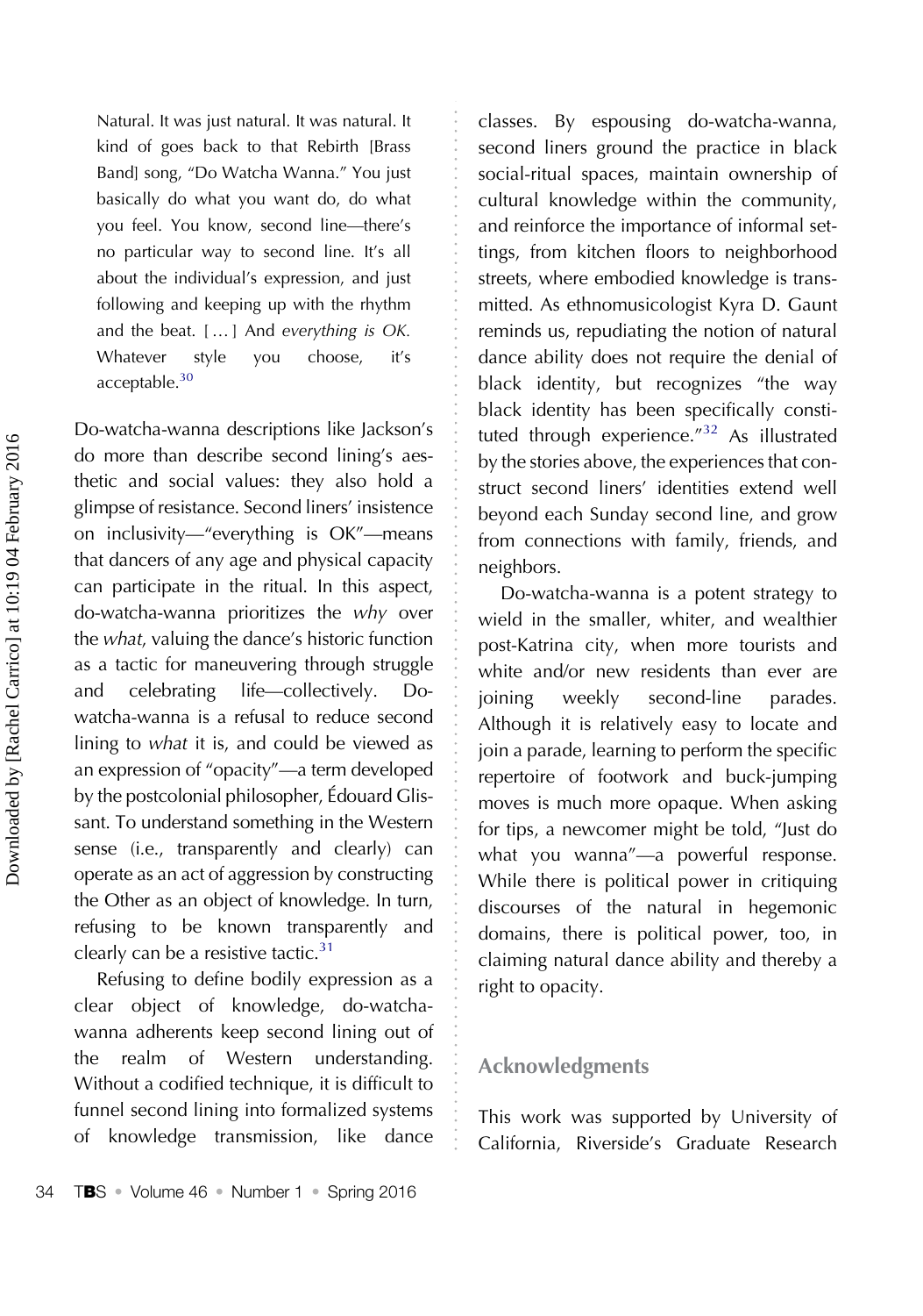> Natural. It was just natural. It was natural. It kind of goes back to that Rebirth [Brass Band] song, “Do Watcha Wanna.” You just basically do what you want do, do what you feel. You know, second line—there’s no particular way to second line. It’s all about the individual’s expression, and just following and keeping up with the rhythm and the beat. [ … ] And *everything is OK.* Whatever style you choose, it’s acceptable.[30]

Do-watcha-wanna descriptions like Jackson’s do more than describe second lining’s aesthetic and social values: they also hold a glimpse of resistance. Second liners’ insistence on inclusivity—“everything is OK”—means that dancers of any age and physical capacity can participate in the ritual. In this aspect, do-watcha-wanna prioritizes the *why* over the *what*, valuing the dance’s historic function as a tactic for maneuvering through struggle and celebrating life—collectively. Do-watcha-wanna is a refusal to reduce second lining to *what* it is, and could be viewed as an expression of “opacity”—a term developed by the postcolonial philosopher, Édouard Glissant. To understand something in the Western sense (i.e., transparently and clearly) can operate as an act of aggression by constructing the Other as an object of knowledge. In turn, refusing to be known transparently and clearly can be a resistive tactic.[31]

Refusing to define bodily expression as a clear object of knowledge, do-watcha-wanna adherents keep second lining out of the realm of Western understanding. Without a codified technique, it is difficult to funnel second lining into formalized systems of knowledge transmission, like dance classes. By espousing do-watcha-wanna, second liners ground the practice in black social-ritual spaces, maintain ownership of cultural knowledge within the community, and reinforce the importance of informal settings, from kitchen floors to neighborhood streets, where embodied knowledge is transmitted. As ethnomusicologist Kyra D. Gaunt reminds us, repudiating the notion of natural dance ability does not require the denial of black identity, but recognizes “the way black identity has been specifically constituted through experience.”[32] As illustrated by the stories above, the experiences that construct second liners’ identities extend well beyond each Sunday second line, and grow from connections with family, friends, and neighbors.

Do-watcha-wanna is a potent strategy to wield in the smaller, whiter, and wealthier post-Katrina city, when more tourists and white and/or new residents than ever are joining weekly second-line parades. Although it is relatively easy to locate and join a parade, learning to perform the specific repertoire of footwork and buck-jumping moves is much more opaque. When asking for tips, a newcomer might be told, “Just do what you wanna”—a powerful response. While there is political power in critiquing discourses of the natural in hegemonic domains, there is political power, too, in claiming natural dance ability and thereby a right to opacity.

## Acknowledgments

This work was supported by University of California, Riverside’s Graduate Research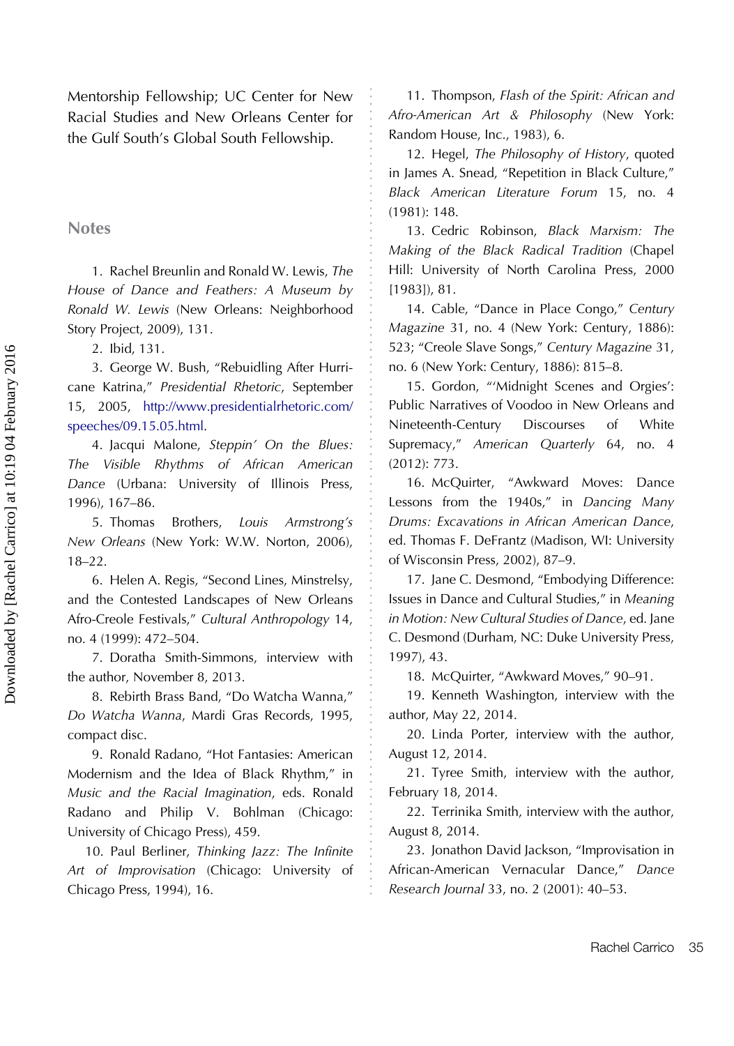Mentorship Fellowship; UC Center for New Racial Studies and New Orleans Center for the Gulf South's Global South Fellowship.

## Notes

1. Rachel Breunlin and Ronald W. Lewis, *The House of Dance and Feathers: A Museum by Ronald W. Lewis* (New Orleans: Neighborhood Story Project, 2009), 131.

2. Ibid, 131.

3. George W. Bush, "Rebuidling After Hurricane Katrina," *Presidential Rhetoric*, September 15, 2005, http://www.presidentialrhetoric.com/speeches/09.15.05.html.

4. Jacqui Malone, *Steppin' On the Blues: The Visible Rhythms of African American Dance* (Urbana: University of Illinois Press, 1996), 167–86.

5. Thomas Brothers, *Louis Armstrong's New Orleans* (New York: W.W. Norton, 2006), 18–22.

6. Helen A. Regis, "Second Lines, Minstrelsy, and the Contested Landscapes of New Orleans Afro-Creole Festivals," *Cultural Anthropology* 14, no. 4 (1999): 472–504.

7. Doratha Smith-Simmons, interview with the author, November 8, 2013.

8. Rebirth Brass Band, "Do Watcha Wanna," *Do Watcha Wanna*, Mardi Gras Records, 1995, compact disc.

9. Ronald Radano, "Hot Fantasies: American Modernism and the Idea of Black Rhythm," in *Music and the Racial Imagination*, eds. Ronald Radano and Philip V. Bohlman (Chicago: University of Chicago Press), 459.

10. Paul Berliner, *Thinking Jazz: The Infinite Art of Improvisation* (Chicago: University of Chicago Press, 1994), 16.

11. Thompson, *Flash of the Spirit: African and Afro-American Art & Philosophy* (New York: Random House, Inc., 1983), 6.

12. Hegel, *The Philosophy of History*, quoted in James A. Snead, "Repetition in Black Culture," *Black American Literature Forum* 15, no. 4 (1981): 148.

13. Cedric Robinson, *Black Marxism: The Making of the Black Radical Tradition* (Chapel Hill: University of North Carolina Press, 2000 [1983]), 81.

14. Cable, "Dance in Place Congo," *Century Magazine* 31, no. 4 (New York: Century, 1886): 523; "Creole Slave Songs," *Century Magazine* 31, no. 6 (New York: Century, 1886): 815–8.

15. Gordon, "'Midnight Scenes and Orgies': Public Narratives of Voodoo in New Orleans and Nineteenth-Century Discourses of White Supremacy," *American Quarterly* 64, no. 4 (2012): 773.

16. McQuirter, "Awkward Moves: Dance Lessons from the 1940s," in *Dancing Many Drums: Excavations in African American Dance*, ed. Thomas F. DeFrantz (Madison, WI: University of Wisconsin Press, 2002), 87–9.

17. Jane C. Desmond, "Embodying Difference: Issues in Dance and Cultural Studies," in *Meaning in Motion: New Cultural Studies of Dance*, ed. Jane C. Desmond (Durham, NC: Duke University Press, 1997), 43.

18. McQuirter, "Awkward Moves," 90–91.

19. Kenneth Washington, interview with the author, May 22, 2014.

20. Linda Porter, interview with the author, August 12, 2014.

21. Tyree Smith, interview with the author, February 18, 2014.

22. Terrinika Smith, interview with the author, August 8, 2014.

23. Jonathon David Jackson, "Improvisation in African-American Vernacular Dance," *Dance Research Journal* 33, no. 2 (2001): 40–53.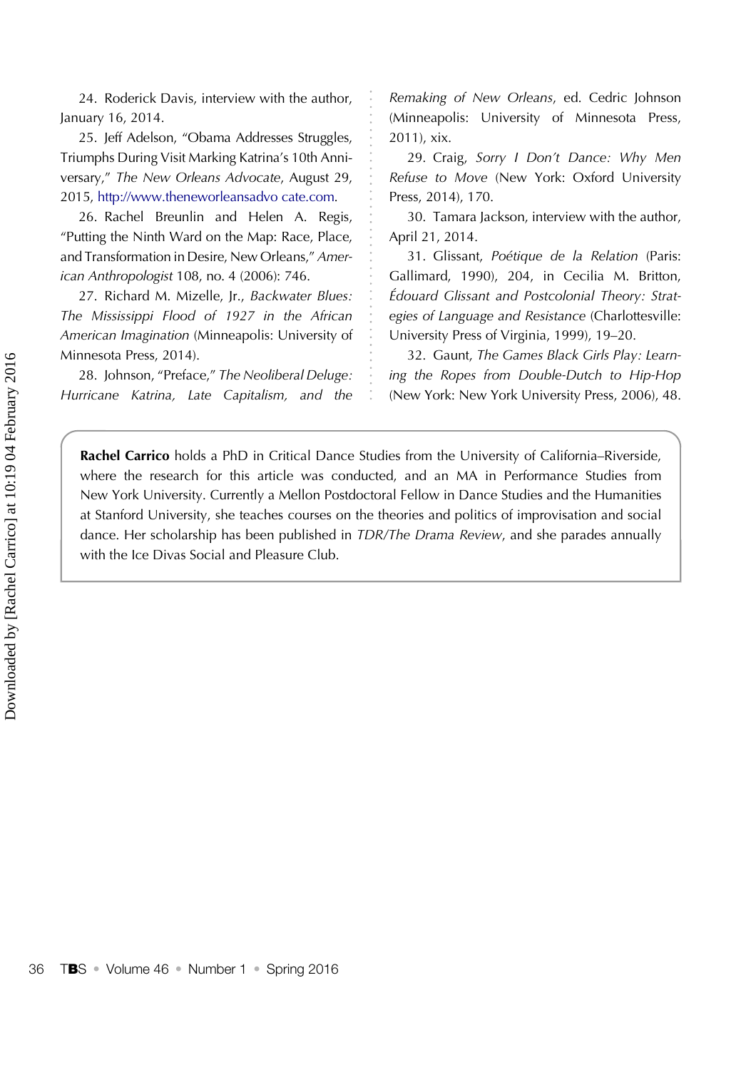24. Roderick Davis, interview with the author, January 16, 2014.

25. Jeff Adelson, "Obama Addresses Struggles, Triumphs During Visit Marking Katrina's 10th Anniversary," *The New Orleans Advocate*, August 29, 2015, http://www.theneworleansadvo cate.com.

26. Rachel Breunlin and Helen A. Regis, "Putting the Ninth Ward on the Map: Race, Place, and Transformation in Desire, New Orleans," *American Anthropologist* 108, no. 4 (2006): 746.

27. Richard M. Mizelle, Jr., *Backwater Blues: The Mississippi Flood of 1927 in the African American Imagination* (Minneapolis: University of Minnesota Press, 2014).

28. Johnson, "Preface," *The Neoliberal Deluge: Hurricane Katrina, Late Capitalism, and the Remaking of New Orleans*, ed. Cedric Johnson (Minneapolis: University of Minnesota Press, 2011), xix.

29. Craig, *Sorry I Don't Dance: Why Men Refuse to Move* (New York: Oxford University Press, 2014), 170.

30. Tamara Jackson, interview with the author, April 21, 2014.

31. Glissant, *Poétique de la Relation* (Paris: Gallimard, 1990), 204, in Cecilia M. Britton, *Édouard Glissant and Postcolonial Theory: Strategies of Language and Resistance* (Charlottesville: University Press of Virginia, 1999), 19–20.

32. Gaunt, *The Games Black Girls Play: Learning the Ropes from Double-Dutch to Hip-Hop* (New York: New York University Press, 2006), 48.

**Rachel Carrico** holds a PhD in Critical Dance Studies from the University of California–Riverside, where the research for this article was conducted, and an MA in Performance Studies from New York University. Currently a Mellon Postdoctoral Fellow in Dance Studies and the Humanities at Stanford University, she teaches courses on the theories and politics of improvisation and social dance. Her scholarship has been published in *TDR/The Drama Review*, and she parades annually with the Ice Divas Social and Pleasure Club.